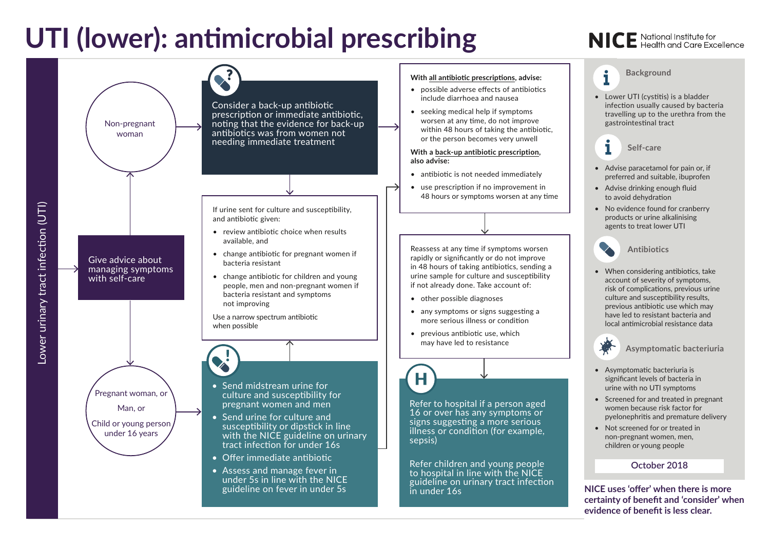# UTI (lower): antimicrobial prescribing

NICE National Institute for Health and Care Excellence

## Lower urinary tract infection (UTI)

Give advice about managing symptoms with self-care

### Non-pregnant woman

Consider a back-up antibiotic prescription or immediate antibiotic, noting that the evidence for back-up antibiotics was from women not needing immediate treatment

### Pregnant woman, or Man, or Child or young person under 16 years

- Send midstream urine for culture and susceptibility for pregnant women and men
- Send urine for culture and susceptibility or dipstick in line with the NICE guideline on urinary tract infection for under 16s
- Offer immediate antibiotic
- Assess and manage fever in under 5s in line with the NICE guideline on fever in under 5s

### If urine sent for culture and susceptibility, and antibiotic given:

- review antibiotic choice when results available, and
- change antibiotic for pregnant women if bacteria resistant
- change antibiotic for children and young people, men and non-pregnant women if bacteria resistant and symptoms not improving

Use a narrow spectrum antibiotic when possible

### With all antibiotic prescriptions, advise:

- possible adverse effects of antibiotics include diarrhoea and nausea
- seeking medical help if symptoms worsen at any time, do not improve within 48 hours of taking the antibiotic, or the person becomes very unwell

**With a back-up antibiotic prescription, also advise:**

- antibiotic is not needed immediately
- use prescription if no improvement in 48 hours or symptoms worsen at any time

### Reassess

Reassess at any time if symptoms worsen rapidly or significantly or do not improve in 48 hours of taking antibiotics, sending a urine sample for culture and susceptibility if not already done. Take account of:

- other possible diagnoses
- any symptoms or signs suggesting a more serious illness or condition
- previous antibiotic use, which may have led to resistance

### Refer to hospital

Refer to hospital if a person aged 16 or over has any symptoms or signs suggesting a more serious illness or condition (for example, sepsis)

Refer children and young people to hospital in line with the NICE guideline on urinary tract infection in under 16s

## Background

- Lower UTI (cystitis) is a bladder infection usually caused by bacteria travelling up to the urethra from the gastrointestinal tract

## Self-care

- Advise paracetamol for pain or, if preferred and suitable, ibuprofen
- Advise drinking enough fluid to avoid dehydration
- No evidence found for cranberry products or urine alkalinising agents to treat lower UTI

## Antibiotics

- When considering antibiotics, take account of severity of symptoms, risk of complications, previous urine culture and susceptibility results, previous antibiotic use which may have led to resistant bacteria and local antimicrobial resistance data

## Asymptomatic bacteriuria

- Asymptomatic bacteriuria is significant levels of bacteria in urine with no UTI symptoms
- Screened for and treated in pregnant women because risk factor for pyelonephritis and premature delivery
- Not screened for or treated in non-pregnant women, men, children or young people

October 2018

**NICE uses 'offer' when there is more certainty of benefit and 'consider' when evidence of benefit is less clear.**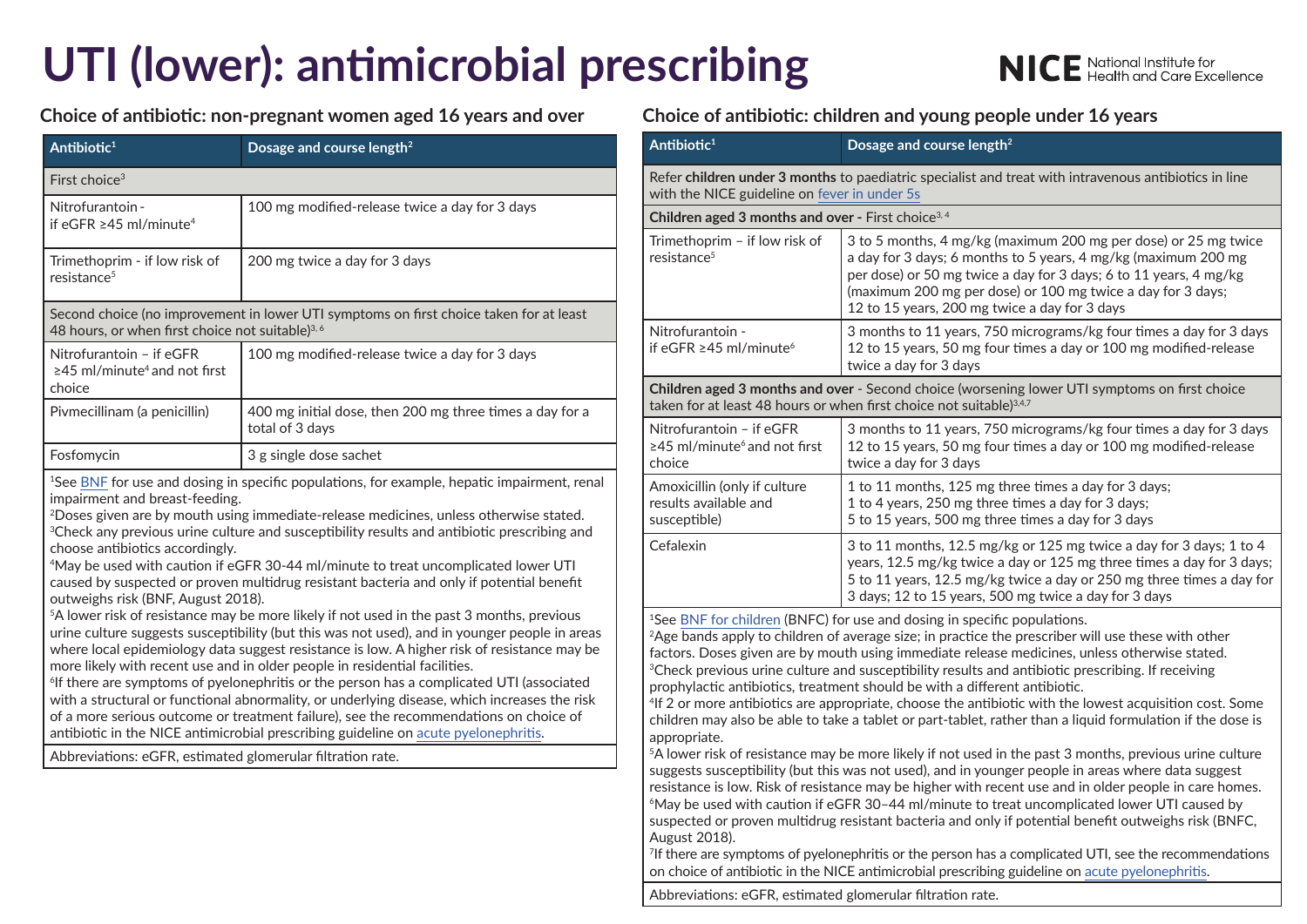# UTI (lower): antimicrobial prescribing

NICE National Institute for Health and Care Excellence

## Choice of antibiotic: non-pregnant women aged 16 years and over

| Antibiotic[1] | Dosage and course length[2] |
|---|---|
| First choice[3] | |
| Nitrofurantoin - if eGFR ≥45 ml/minute[4] | 100 mg modified-release twice a day for 3 days |
| Trimethoprim - if low risk of resistance[5] | 200 mg twice a day for 3 days |
| Second choice (no improvement in lower UTI symptoms on first choice taken for at least 48 hours, or when first choice not suitable)[3, 6] | |
| Nitrofurantoin – if eGFR ≥45 ml/minute[4] and not first choice | 100 mg modified-release twice a day for 3 days |
| Pivmecillinam (a penicillin) | 400 mg initial dose, then 200 mg three times a day for a total of 3 days |
| Fosfomycin | 3 g single dose sachet |

[1]See BNF for use and dosing in specific populations, for example, hepatic impairment, renal impairment and breast-feeding.
[2]Doses given are by mouth using immediate-release medicines, unless otherwise stated.
[3]Check any previous urine culture and susceptibility results and antibiotic prescribing and choose antibiotics accordingly.
[4]May be used with caution if eGFR 30-44 ml/minute to treat uncomplicated lower UTI caused by suspected or proven multidrug resistant bacteria and only if potential benefit outweighs risk (BNF, August 2018).
[5]A lower risk of resistance may be more likely if not used in the past 3 months, previous urine culture suggests susceptibility (but this was not used), and in younger people in areas where local epidemiology data suggest resistance is low. A higher risk of resistance may be more likely with recent use and in older people in residential facilities.
[6]If there are symptoms of pyelonephritis or the person has a complicated UTI (associated with a structural or functional abnormality, or underlying disease, which increases the risk of a more serious outcome or treatment failure), see the recommendations on choice of antibiotic in the NICE antimicrobial prescribing guideline on acute pyelonephritis.

Abbreviations: eGFR, estimated glomerular filtration rate.

## Choice of antibiotic: children and young people under 16 years

| Antibiotic[1] | Dosage and course length[2] |
|---|---|
| Refer **children under 3 months** to paediatric specialist and treat with intravenous antibiotics in line with the NICE guideline on fever in under 5s | |
| **Children aged 3 months and over** - First choice[3, 4] | |
| Trimethoprim – if low risk of resistance[5] | 3 to 5 months, 4 mg/kg (maximum 200 mg per dose) or 25 mg twice a day for 3 days; 6 months to 5 years, 4 mg/kg (maximum 200 mg per dose) or 50 mg twice a day for 3 days; 6 to 11 years, 4 mg/kg (maximum 200 mg per dose) or 100 mg twice a day for 3 days; 12 to 15 years, 200 mg twice a day for 3 days |
| Nitrofurantoin - if eGFR ≥45 ml/minute[6] | 3 months to 11 years, 750 micrograms/kg four times a day for 3 days 12 to 15 years, 50 mg four times a day or 100 mg modified-release twice a day for 3 days |
| **Children aged 3 months and over** - Second choice (worsening lower UTI symptoms on first choice taken for at least 48 hours or when first choice not suitable)[3,4,7] | |
| Nitrofurantoin – if eGFR ≥45 ml/minute[6] and not first choice | 3 months to 11 years, 750 micrograms/kg four times a day for 3 days 12 to 15 years, 50 mg four times a day or 100 mg modified-release twice a day for 3 days |
| Amoxicillin (only if culture results available and susceptible) | 1 to 11 months, 125 mg three times a day for 3 days; 1 to 4 years, 250 mg three times a day for 3 days; 5 to 15 years, 500 mg three times a day for 3 days |
| Cefalexin | 3 to 11 months, 12.5 mg/kg or 125 mg twice a day for 3 days; 1 to 4 years, 12.5 mg/kg twice a day or 125 mg three times a day for 3 days; 5 to 11 years, 12.5 mg/kg twice a day or 250 mg three times a day for 3 days; 12 to 15 years, 500 mg twice a day for 3 days |

[1]See BNF for children (BNFC) for use and dosing in specific populations.
[2]Age bands apply to children of average size; in practice the prescriber will use these with other factors. Doses given are by mouth using immediate release medicines, unless otherwise stated.
[3]Check previous urine culture and susceptibility results and antibiotic prescribing. If receiving prophylactic antibiotics, treatment should be with a different antibiotic.
[4]If 2 or more antibiotics are appropriate, choose the antibiotic with the lowest acquisition cost. Some children may also be able to take a tablet or part-tablet, rather than a liquid formulation if the dose is appropriate.
[5]A lower risk of resistance may be more likely if not used in the past 3 months, previous urine culture suggests susceptibility (but this was not used), and in younger people in areas where data suggest resistance is low. Risk of resistance may be higher with recent use and in older people in care homes.
[6]May be used with caution if eGFR 30–44 ml/minute to treat uncomplicated lower UTI caused by suspected or proven multidrug resistant bacteria and only if potential benefit outweighs risk (BNFC, August 2018).
[7]If there are symptoms of pyelonephritis or the person has a complicated UTI, see the recommendations on choice of antibiotic in the NICE antimicrobial prescribing guideline on acute pyelonephritis.

Abbreviations: eGFR, estimated glomerular filtration rate.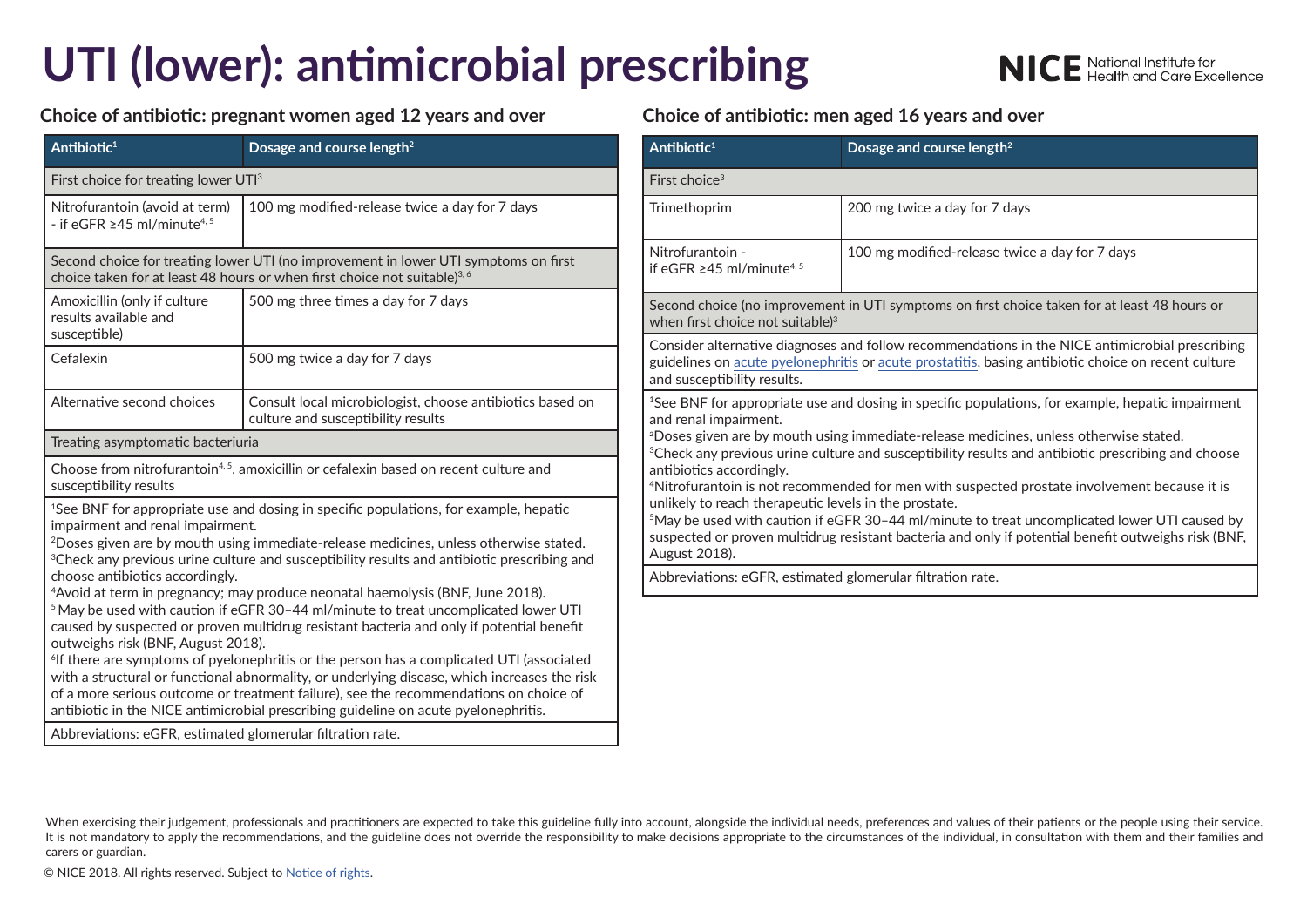# UTI (lower): antimicrobial prescribing

NICE National Institute for Health and Care Excellence

## Choice of antibiotic: pregnant women aged 12 years and over

| Antibiotic[1] | Dosage and course length[2] |
|---|---|
| First choice for treating lower UTI[3] | |
| Nitrofurantoin (avoid at term) - if eGFR ≥45 ml/minute[4, 5] | 100 mg modified-release twice a day for 7 days |
| Second choice for treating lower UTI (no improvement in lower UTI symptoms on first choice taken for at least 48 hours or when first choice not suitable)[3, 6] | |
| Amoxicillin (only if culture results available and susceptible) | 500 mg three times a day for 7 days |
| Cefalexin | 500 mg twice a day for 7 days |
| Alternative second choices | Consult local microbiologist, choose antibiotics based on culture and susceptibility results |
| Treating asymptomatic bacteriuria | |
| Choose from nitrofurantoin[4, 5], amoxicillin or cefalexin based on recent culture and susceptibility results | |

[1]See BNF for appropriate use and dosing in specific populations, for example, hepatic impairment and renal impairment.
[2]Doses given are by mouth using immediate-release medicines, unless otherwise stated.
[3]Check any previous urine culture and susceptibility results and antibiotic prescribing and choose antibiotics accordingly.
[4]Avoid at term in pregnancy; may produce neonatal haemolysis (BNF, June 2018).
[5] May be used with caution if eGFR 30–44 ml/minute to treat uncomplicated lower UTI caused by suspected or proven multidrug resistant bacteria and only if potential benefit outweighs risk (BNF, August 2018).
[6]If there are symptoms of pyelonephritis or the person has a complicated UTI (associated with a structural or functional abnormality, or underlying disease, which increases the risk of a more serious outcome or treatment failure), see the recommendations on choice of antibiotic in the NICE antimicrobial prescribing guideline on acute pyelonephritis.

Abbreviations: eGFR, estimated glomerular filtration rate.

## Choice of antibiotic: men aged 16 years and over

| Antibiotic[1] | Dosage and course length[2] |
|---|---|
| First choice[3] | |
| Trimethoprim | 200 mg twice a day for 7 days |
| Nitrofurantoin - if eGFR ≥45 ml/minute[4, 5] | 100 mg modified-release twice a day for 7 days |
| Second choice (no improvement in UTI symptoms on first choice taken for at least 48 hours or when first choice not suitable)[3] | |
| Consider alternative diagnoses and follow recommendations in the NICE antimicrobial prescribing guidelines on acute pyelonephritis or acute prostatitis, basing antibiotic choice on recent culture and susceptibility results. | |

[1]See BNF for appropriate use and dosing in specific populations, for example, hepatic impairment and renal impairment.
[2]Doses given are by mouth using immediate-release medicines, unless otherwise stated.
[3]Check any previous urine culture and susceptibility results and antibiotic prescribing and choose antibiotics accordingly.
[4]Nitrofurantoin is not recommended for men with suspected prostate involvement because it is unlikely to reach therapeutic levels in the prostate.
[5]May be used with caution if eGFR 30–44 ml/minute to treat uncomplicated lower UTI caused by suspected or proven multidrug resistant bacteria and only if potential benefit outweighs risk (BNF, August 2018).

Abbreviations: eGFR, estimated glomerular filtration rate.

When exercising their judgement, professionals and practitioners are expected to take this guideline fully into account, alongside the individual needs, preferences and values of their patients or the people using their service. It is not mandatory to apply the recommendations, and the guideline does not override the responsibility to make decisions appropriate to the circumstances of the individual, in consultation with them and their families and carers or guardian.

© NICE 2018. All rights reserved. Subject to Notice of rights.